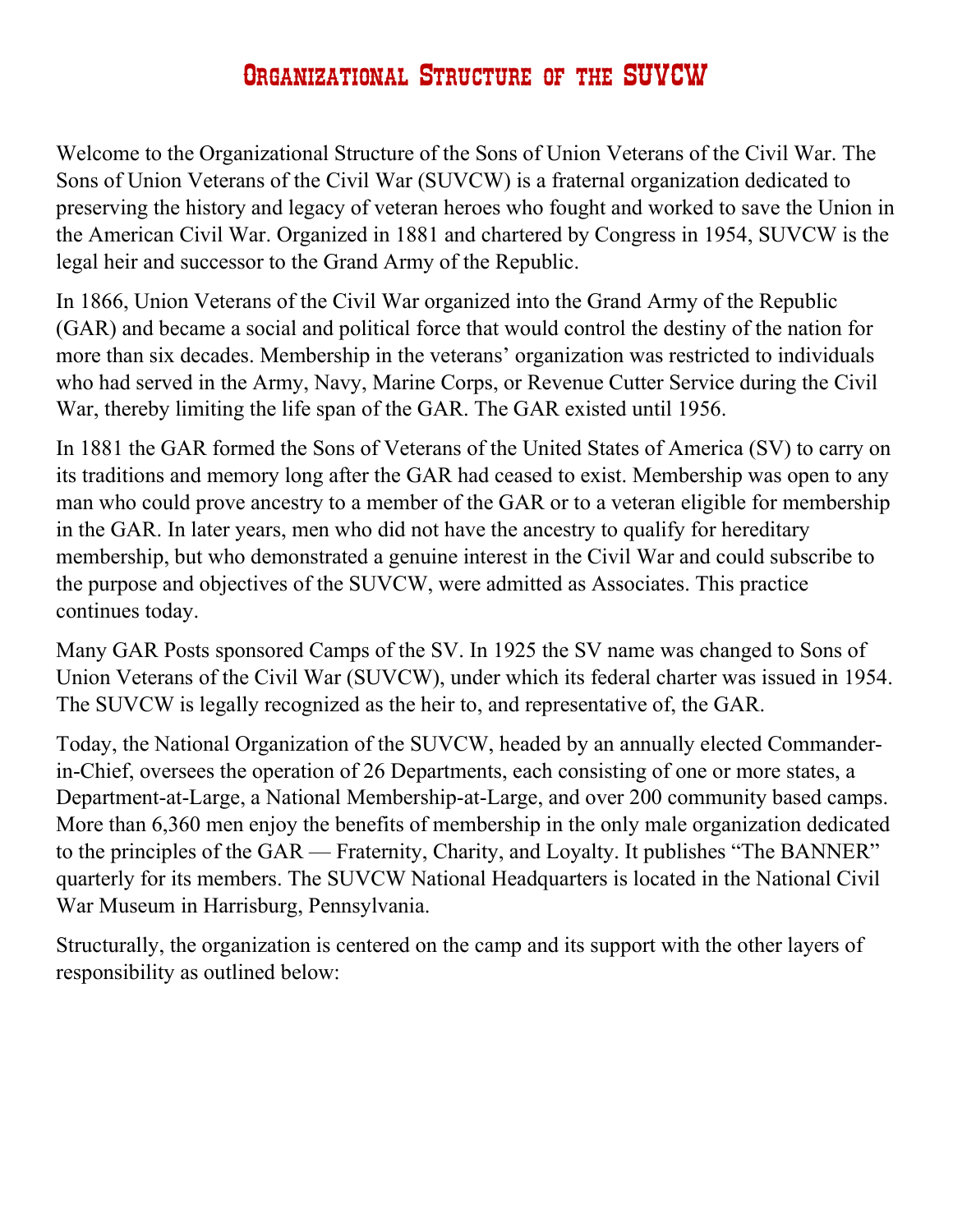# Organizational Structure of the SUVCW

Welcome to the Organizational Structure of the Sons of Union Veterans of the Civil War. The Sons of Union Veterans of the Civil War (SUVCW) is a fraternal organization dedicated to preserving the history and legacy of veteran heroes who fought and worked to save the Union in the American Civil War. Organized in 1881 and chartered by Congress in 1954, SUVCW is the legal heir and successor to the Grand Army of the Republic.

In 1866, Union Veterans of the Civil War organized into the Grand Army of the Republic (GAR) and became a social and political force that would control the destiny of the nation for more than six decades. Membership in the veterans' organization was restricted to individuals who had served in the Army, Navy, Marine Corps, or Revenue Cutter Service during the Civil War, thereby limiting the life span of the GAR. The GAR existed until 1956.

In 1881 the GAR formed the Sons of Veterans of the United States of America (SV) to carry on its traditions and memory long after the GAR had ceased to exist. Membership was open to any man who could prove ancestry to a member of the GAR or to a veteran eligible for membership in the GAR. In later years, men who did not have the ancestry to qualify for hereditary membership, but who demonstrated a genuine interest in the Civil War and could subscribe to the purpose and objectives of the SUVCW, were admitted as Associates. This practice continues today.

Many GAR Posts sponsored Camps of the SV. In 1925 the SV name was changed to Sons of Union Veterans of the Civil War (SUVCW), under which its federal charter was issued in 1954. The SUVCW is legally recognized as the heir to, and representative of, the GAR.

Today, the National Organization of the SUVCW, headed by an annually elected Commander-in-Chief, oversees the operation of 26 Departments, each consisting of one or more states, a Department-at-Large, a National Membership-at-Large, and over 200 community based camps. More than 6,360 men enjoy the benefits of membership in the only male organization dedicated to the principles of the GAR — Fraternity, Charity, and Loyalty. It publishes "The BANNER" quarterly for its members. The SUVCW National Headquarters is located in the National Civil War Museum in Harrisburg, Pennsylvania.

Structurally, the organization is centered on the camp and its support with the other layers of responsibility as outlined below: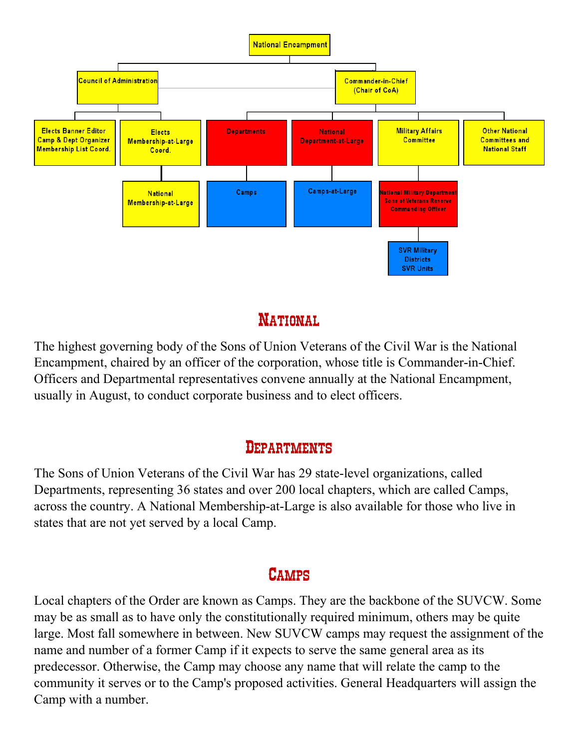National Encampment

Council of Administration

Commander-in-Chief (Chair of CoA)

Elects Banner Editor Camp & Dept Organizer Membership List Coord.

Elects Membership-at-Large Coord.

National Membership-at-Large

Departments

Camps

National Department-at-Large

Camps-at-Large

Military Affairs Committee

National Military Department Sons of Veterans Reserve Commanding Officer

SVR Military Districts SVR Units

Other National Committees and National Staff

## National

The highest governing body of the Sons of Union Veterans of the Civil War is the National Encampment, chaired by an officer of the corporation, whose title is Commander-in-Chief. Officers and Departmental representatives convene annually at the National Encampment, usually in August, to conduct corporate business and to elect officers.

## Departments

The Sons of Union Veterans of the Civil War has 29 state-level organizations, called Departments, representing 36 states and over 200 local chapters, which are called Camps, across the country. A National Membership-at-Large is also available for those who live in states that are not yet served by a local Camp.

## Camps

Local chapters of the Order are known as Camps. They are the backbone of the SUVCW. Some may be as small as to have only the constitutionally required minimum, others may be quite large. Most fall somewhere in between. New SUVCW camps may request the assignment of the name and number of a former Camp if it expects to serve the same general area as its predecessor. Otherwise, the Camp may choose any name that will relate the camp to the community it serves or to the Camp's proposed activities. General Headquarters will assign the Camp with a number.